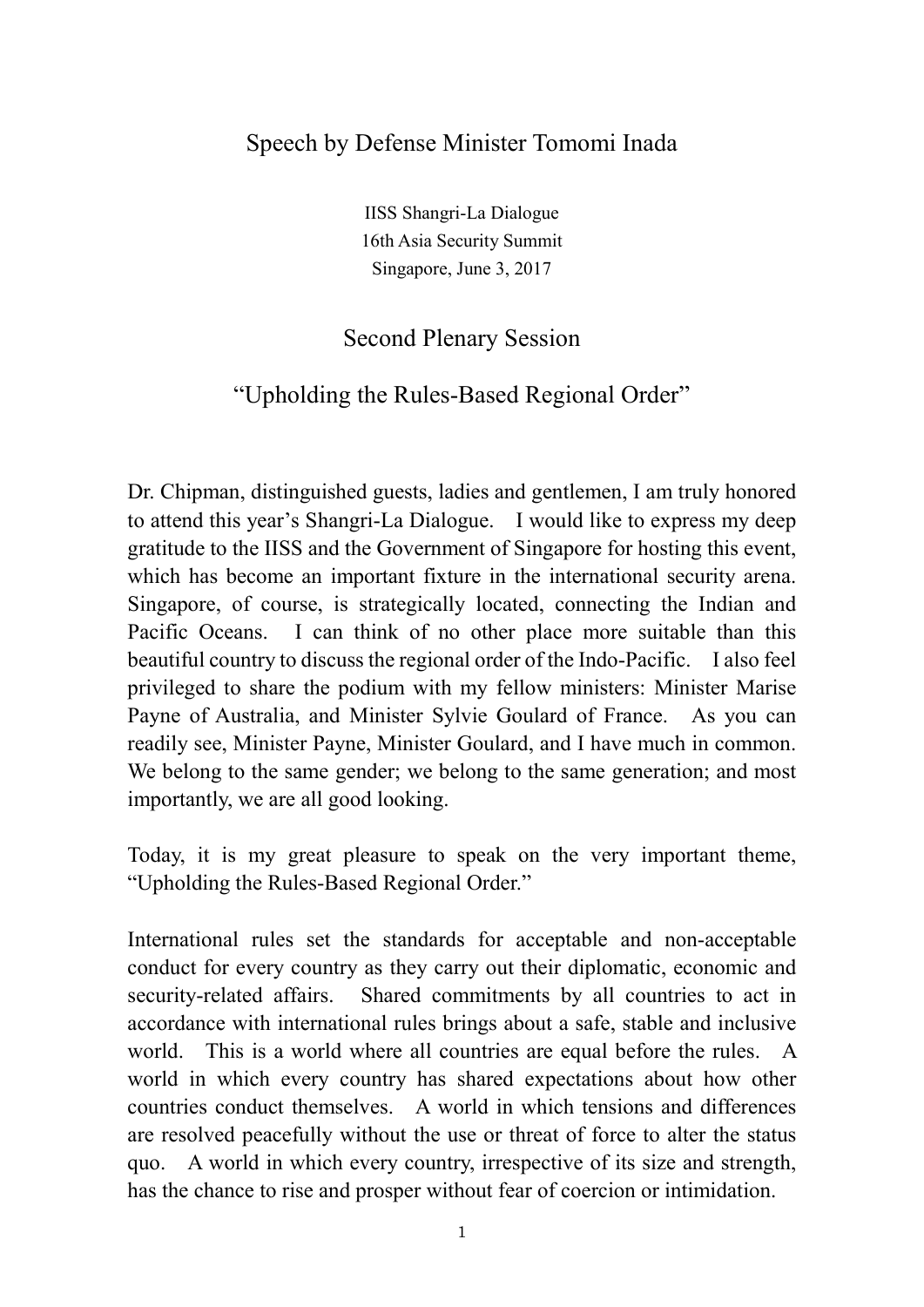# Speech by Defense Minister Tomomi Inada

IISS Shangri-La Dialogue
16th Asia Security Summit
Singapore, June 3, 2017

## Second Plenary Session

## "Upholding the Rules-Based Regional Order"

Dr. Chipman, distinguished guests, ladies and gentlemen, I am truly honored to attend this year's Shangri-La Dialogue. I would like to express my deep gratitude to the IISS and the Government of Singapore for hosting this event, which has become an important fixture in the international security arena. Singapore, of course, is strategically located, connecting the Indian and Pacific Oceans. I can think of no other place more suitable than this beautiful country to discuss the regional order of the Indo-Pacific. I also feel privileged to share the podium with my fellow ministers: Minister Marise Payne of Australia, and Minister Sylvie Goulard of France. As you can readily see, Minister Payne, Minister Goulard, and I have much in common. We belong to the same gender; we belong to the same generation; and most importantly, we are all good looking.

Today, it is my great pleasure to speak on the very important theme, "Upholding the Rules-Based Regional Order."

International rules set the standards for acceptable and non-acceptable conduct for every country as they carry out their diplomatic, economic and security-related affairs. Shared commitments by all countries to act in accordance with international rules brings about a safe, stable and inclusive world. This is a world where all countries are equal before the rules. A world in which every country has shared expectations about how other countries conduct themselves. A world in which tensions and differences are resolved peacefully without the use or threat of force to alter the status quo. A world in which every country, irrespective of its size and strength, has the chance to rise and prosper without fear of coercion or intimidation.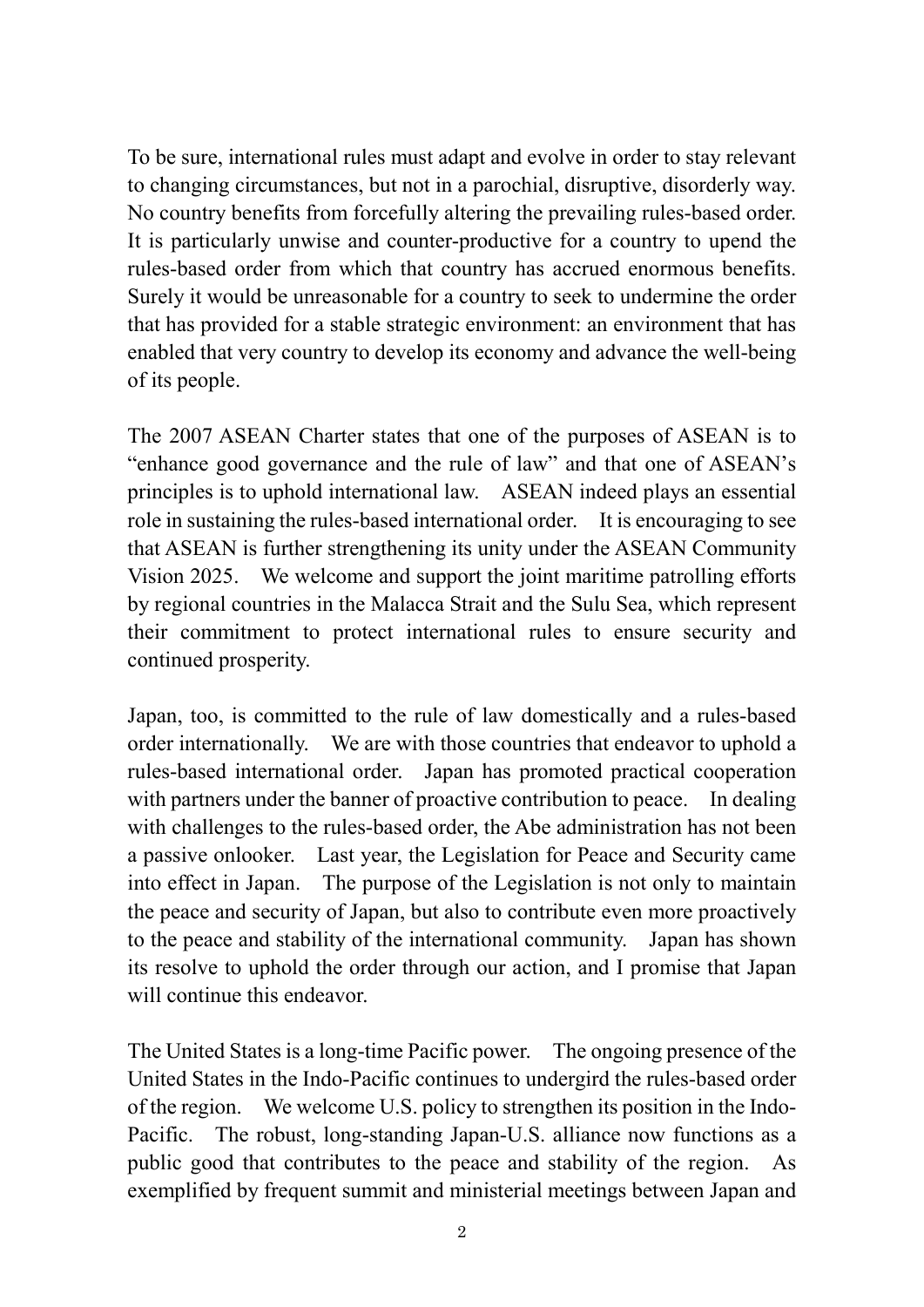To be sure, international rules must adapt and evolve in order to stay relevant to changing circumstances, but not in a parochial, disruptive, disorderly way. No country benefits from forcefully altering the prevailing rules-based order. It is particularly unwise and counter-productive for a country to upend the rules-based order from which that country has accrued enormous benefits. Surely it would be unreasonable for a country to seek to undermine the order that has provided for a stable strategic environment: an environment that has enabled that very country to develop its economy and advance the well-being of its people.

The 2007 ASEAN Charter states that one of the purposes of ASEAN is to "enhance good governance and the rule of law" and that one of ASEAN's principles is to uphold international law. ASEAN indeed plays an essential role in sustaining the rules-based international order. It is encouraging to see that ASEAN is further strengthening its unity under the ASEAN Community Vision 2025. We welcome and support the joint maritime patrolling efforts by regional countries in the Malacca Strait and the Sulu Sea, which represent their commitment to protect international rules to ensure security and continued prosperity.

Japan, too, is committed to the rule of law domestically and a rules-based order internationally. We are with those countries that endeavor to uphold a rules-based international order. Japan has promoted practical cooperation with partners under the banner of proactive contribution to peace. In dealing with challenges to the rules-based order, the Abe administration has not been a passive onlooker. Last year, the Legislation for Peace and Security came into effect in Japan. The purpose of the Legislation is not only to maintain the peace and security of Japan, but also to contribute even more proactively to the peace and stability of the international community. Japan has shown its resolve to uphold the order through our action, and I promise that Japan will continue this endeavor.

The United States is a long-time Pacific power. The ongoing presence of the United States in the Indo-Pacific continues to undergird the rules-based order of the region. We welcome U.S. policy to strengthen its position in the Indo-Pacific. The robust, long-standing Japan-U.S. alliance now functions as a public good that contributes to the peace and stability of the region. As exemplified by frequent summit and ministerial meetings between Japan and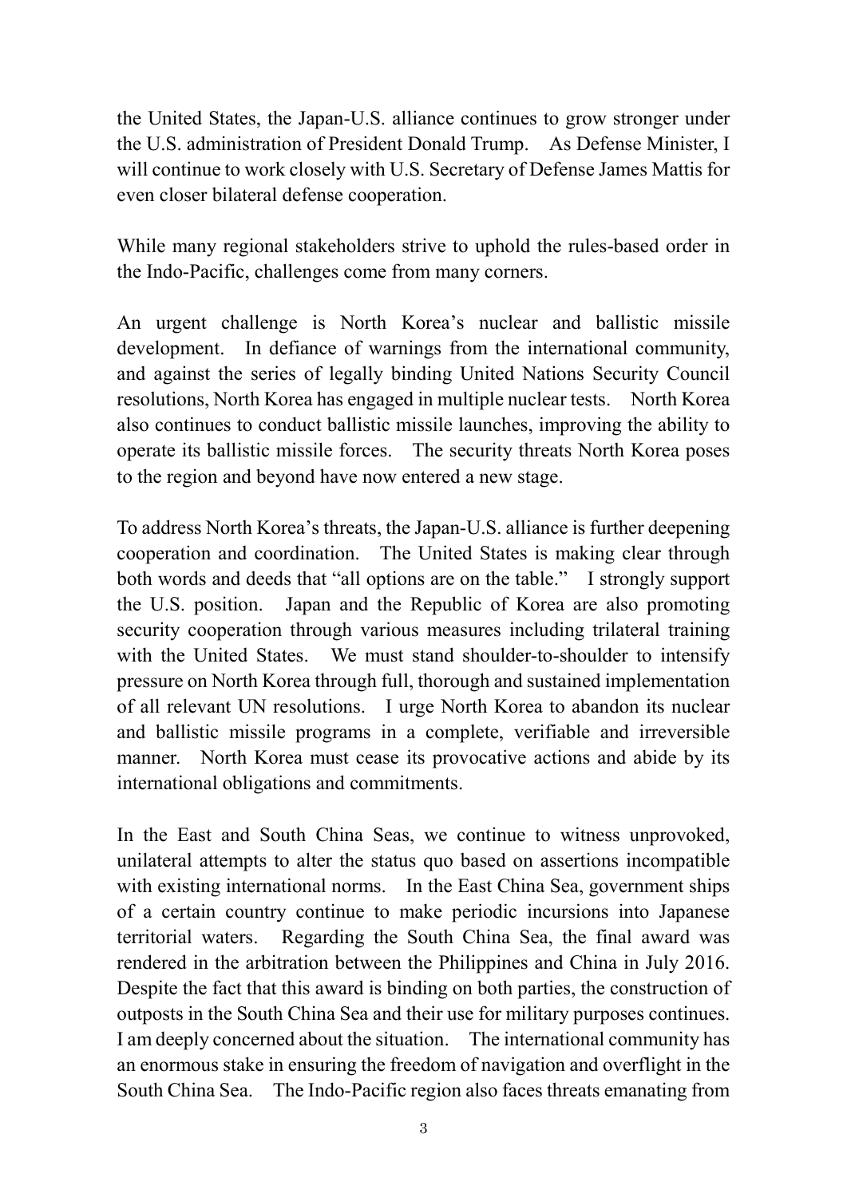the United States, the Japan-U.S. alliance continues to grow stronger under the U.S. administration of President Donald Trump. As Defense Minister, I will continue to work closely with U.S. Secretary of Defense James Mattis for even closer bilateral defense cooperation.

While many regional stakeholders strive to uphold the rules-based order in the Indo-Pacific, challenges come from many corners.

An urgent challenge is North Korea's nuclear and ballistic missile development. In defiance of warnings from the international community, and against the series of legally binding United Nations Security Council resolutions, North Korea has engaged in multiple nuclear tests. North Korea also continues to conduct ballistic missile launches, improving the ability to operate its ballistic missile forces. The security threats North Korea poses to the region and beyond have now entered a new stage.

To address North Korea's threats, the Japan-U.S. alliance is further deepening cooperation and coordination. The United States is making clear through both words and deeds that "all options are on the table." I strongly support the U.S. position. Japan and the Republic of Korea are also promoting security cooperation through various measures including trilateral training with the United States. We must stand shoulder-to-shoulder to intensify pressure on North Korea through full, thorough and sustained implementation of all relevant UN resolutions. I urge North Korea to abandon its nuclear and ballistic missile programs in a complete, verifiable and irreversible manner. North Korea must cease its provocative actions and abide by its international obligations and commitments.

In the East and South China Seas, we continue to witness unprovoked, unilateral attempts to alter the status quo based on assertions incompatible with existing international norms. In the East China Sea, government ships of a certain country continue to make periodic incursions into Japanese territorial waters. Regarding the South China Sea, the final award was rendered in the arbitration between the Philippines and China in July 2016. Despite the fact that this award is binding on both parties, the construction of outposts in the South China Sea and their use for military purposes continues. I am deeply concerned about the situation. The international community has an enormous stake in ensuring the freedom of navigation and overflight in the South China Sea. The Indo-Pacific region also faces threats emanating from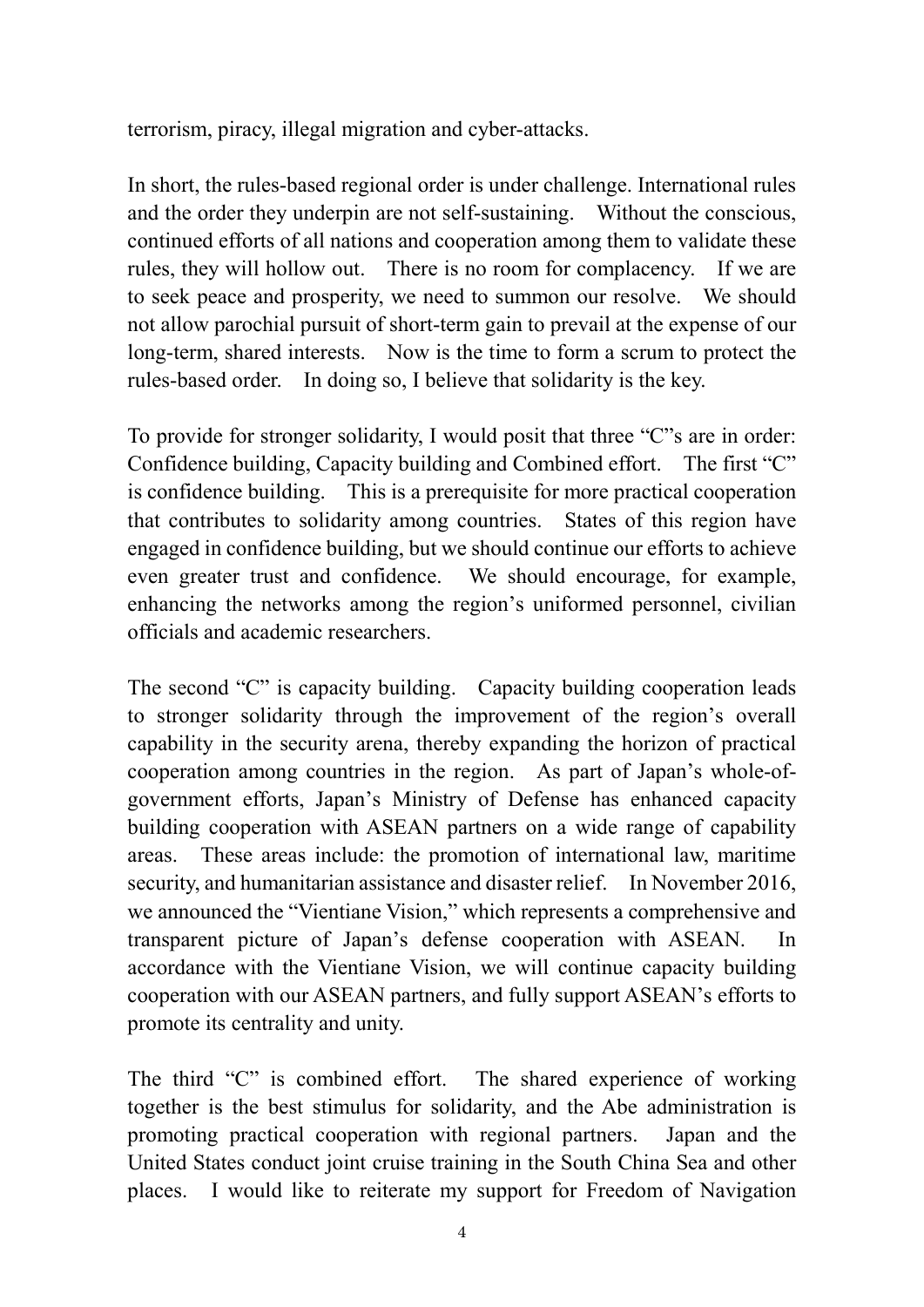terrorism, piracy, illegal migration and cyber-attacks.

In short, the rules-based regional order is under challenge. International rules and the order they underpin are not self-sustaining. Without the conscious, continued efforts of all nations and cooperation among them to validate these rules, they will hollow out. There is no room for complacency. If we are to seek peace and prosperity, we need to summon our resolve. We should not allow parochial pursuit of short-term gain to prevail at the expense of our long-term, shared interests. Now is the time to form a scrum to protect the rules-based order. In doing so, I believe that solidarity is the key.

To provide for stronger solidarity, I would posit that three "C"s are in order: Confidence building, Capacity building and Combined effort. The first "C" is confidence building. This is a prerequisite for more practical cooperation that contributes to solidarity among countries. States of this region have engaged in confidence building, but we should continue our efforts to achieve even greater trust and confidence. We should encourage, for example, enhancing the networks among the region's uniformed personnel, civilian officials and academic researchers.

The second "C" is capacity building. Capacity building cooperation leads to stronger solidarity through the improvement of the region's overall capability in the security arena, thereby expanding the horizon of practical cooperation among countries in the region. As part of Japan's whole-of-government efforts, Japan's Ministry of Defense has enhanced capacity building cooperation with ASEAN partners on a wide range of capability areas. These areas include: the promotion of international law, maritime security, and humanitarian assistance and disaster relief. In November 2016, we announced the "Vientiane Vision," which represents a comprehensive and transparent picture of Japan's defense cooperation with ASEAN. In accordance with the Vientiane Vision, we will continue capacity building cooperation with our ASEAN partners, and fully support ASEAN's efforts to promote its centrality and unity.

The third "C" is combined effort. The shared experience of working together is the best stimulus for solidarity, and the Abe administration is promoting practical cooperation with regional partners. Japan and the United States conduct joint cruise training in the South China Sea and other places. I would like to reiterate my support for Freedom of Navigation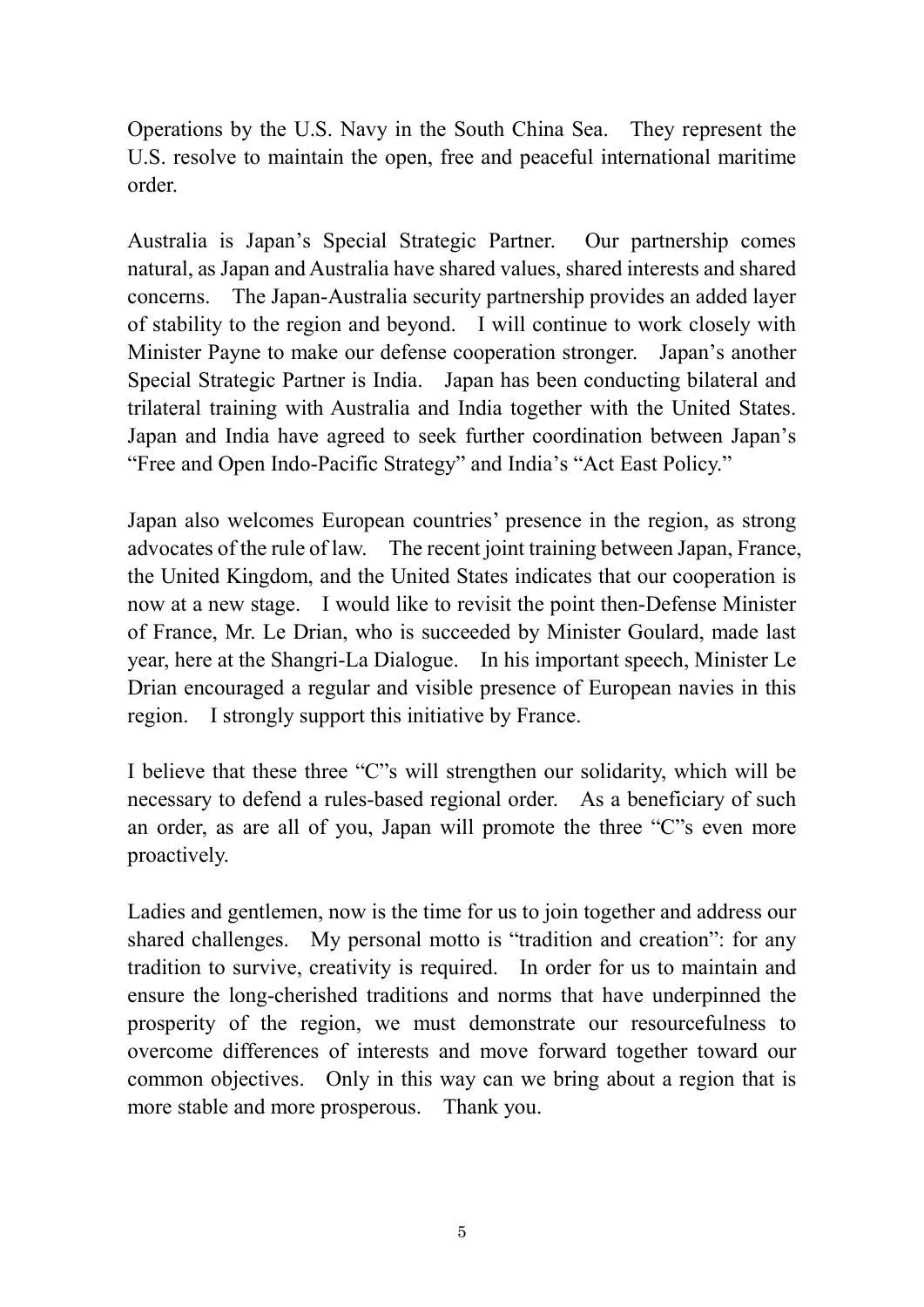Operations by the U.S. Navy in the South China Sea. They represent the U.S. resolve to maintain the open, free and peaceful international maritime order.

Australia is Japan's Special Strategic Partner. Our partnership comes natural, as Japan and Australia have shared values, shared interests and shared concerns. The Japan-Australia security partnership provides an added layer of stability to the region and beyond. I will continue to work closely with Minister Payne to make our defense cooperation stronger. Japan's another Special Strategic Partner is India. Japan has been conducting bilateral and trilateral training with Australia and India together with the United States. Japan and India have agreed to seek further coordination between Japan's "Free and Open Indo-Pacific Strategy" and India's "Act East Policy."

Japan also welcomes European countries' presence in the region, as strong advocates of the rule of law. The recent joint training between Japan, France, the United Kingdom, and the United States indicates that our cooperation is now at a new stage. I would like to revisit the point then-Defense Minister of France, Mr. Le Drian, who is succeeded by Minister Goulard, made last year, here at the Shangri-La Dialogue. In his important speech, Minister Le Drian encouraged a regular and visible presence of European navies in this region. I strongly support this initiative by France.

I believe that these three "C"s will strengthen our solidarity, which will be necessary to defend a rules-based regional order. As a beneficiary of such an order, as are all of you, Japan will promote the three "C"s even more proactively.

Ladies and gentlemen, now is the time for us to join together and address our shared challenges. My personal motto is "tradition and creation": for any tradition to survive, creativity is required. In order for us to maintain and ensure the long-cherished traditions and norms that have underpinned the prosperity of the region, we must demonstrate our resourcefulness to overcome differences of interests and move forward together toward our common objectives. Only in this way can we bring about a region that is more stable and more prosperous. Thank you.